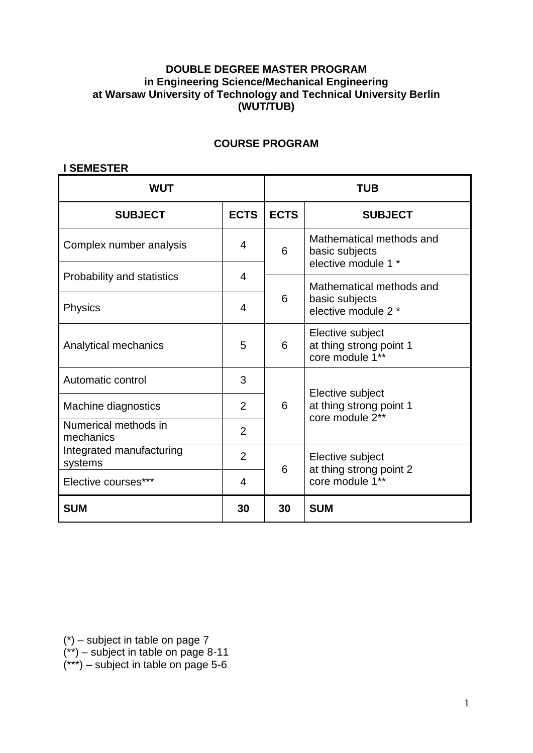**DOUBLE DEGREE MASTER PROGRAM**
**in Engineering Science/Mechanical Engineering**
**at Warsaw University of Technology and Technical University Berlin**
**(WUT/TUB)**

**COURSE PROGRAM**

**I SEMESTER**

| WUT | | TUB | |
|---|---|---|---|
| **SUBJECT** | **ECTS** | **ECTS** | **SUBJECT** |
| Complex number analysis | 4 | 6 | Mathematical methods and basic subjects elective module 1 * |
| Probability and statistics | 4 | | |
| Physics | 4 | 6 | Mathematical methods and basic subjects elective module 2 * |
| Analytical mechanics | 5 | 6 | Elective subject at thing strong point 1 core module 1** |
| Automatic control | 3 | 6 | Elective subject at thing strong point 1 core module 2** |
| Machine diagnostics | 2 | | |
| Numerical methods in mechanics | 2 | | |
| Integrated manufacturing systems | 2 | 6 | Elective subject at thing strong point 2 core module 1** |
| Elective courses*** | 4 | | |
| **SUM** | **30** | **30** | **SUM** |

(*) – subject in table on page 7
(**) – subject in table on page 8-11
(***) – subject in table on page 5-6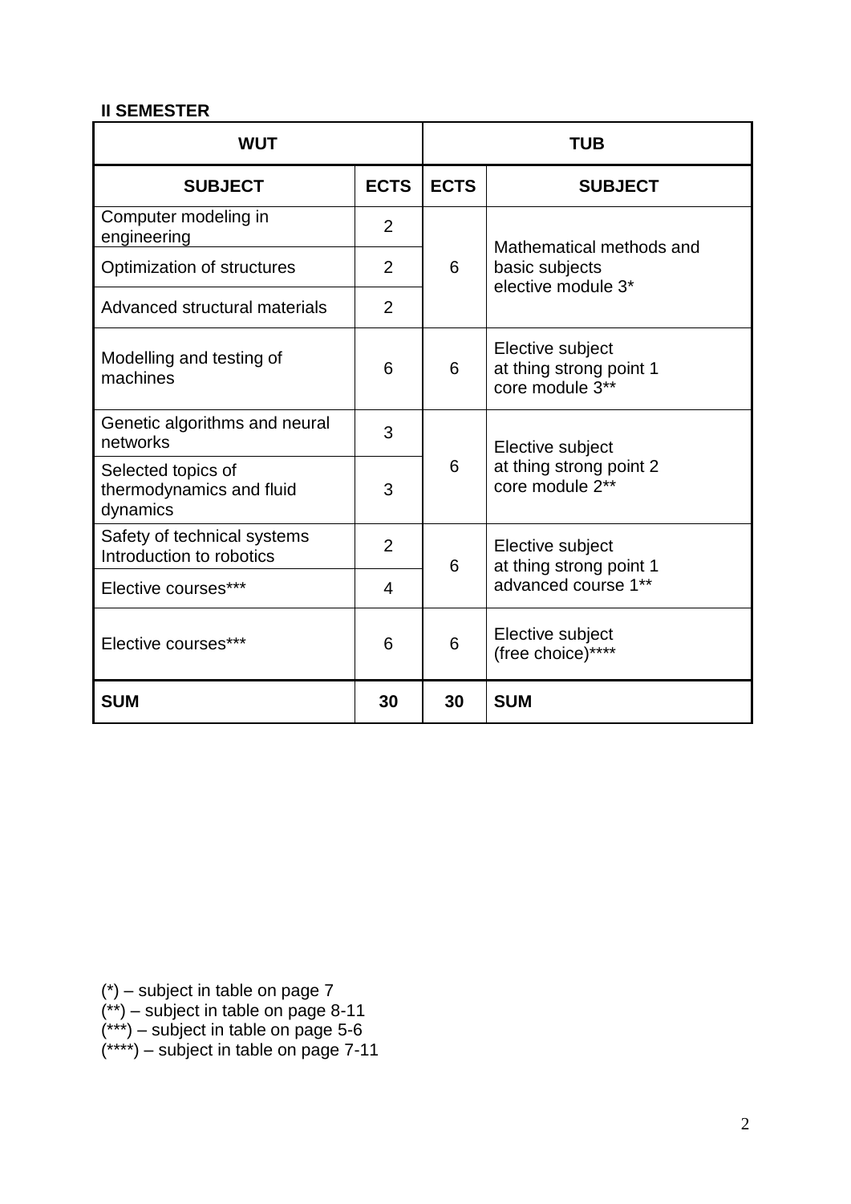**II SEMESTER**

| WUT | | TUB | |
|---|---|---|---|
| **SUBJECT** | **ECTS** | **ECTS** | **SUBJECT** |
| Computer modeling in engineering | 2 | 6 | Mathematical methods and basic subjects elective module 3* |
| Optimization of structures | 2 | | |
| Advanced structural materials | 2 | | |
| Modelling and testing of machines | 6 | 6 | Elective subject at thing strong point 1 core module 3** |
| Genetic algorithms and neural networks | 3 | 6 | Elective subject at thing strong point 2 core module 2** |
| Selected topics of thermodynamics and fluid dynamics | 3 | | |
| Safety of technical systems Introduction to robotics | 2 | 6 | Elective subject at thing strong point 1 advanced course 1** |
| Elective courses*** | 4 | | |
| Elective courses*** | 6 | 6 | Elective subject (free choice)**** |
| **SUM** | **30** | **30** | **SUM** |

(*) – subject in table on page 7
(**) – subject in table on page 8-11
(***) – subject in table on page 5-6
(****) – subject in table on page 7-11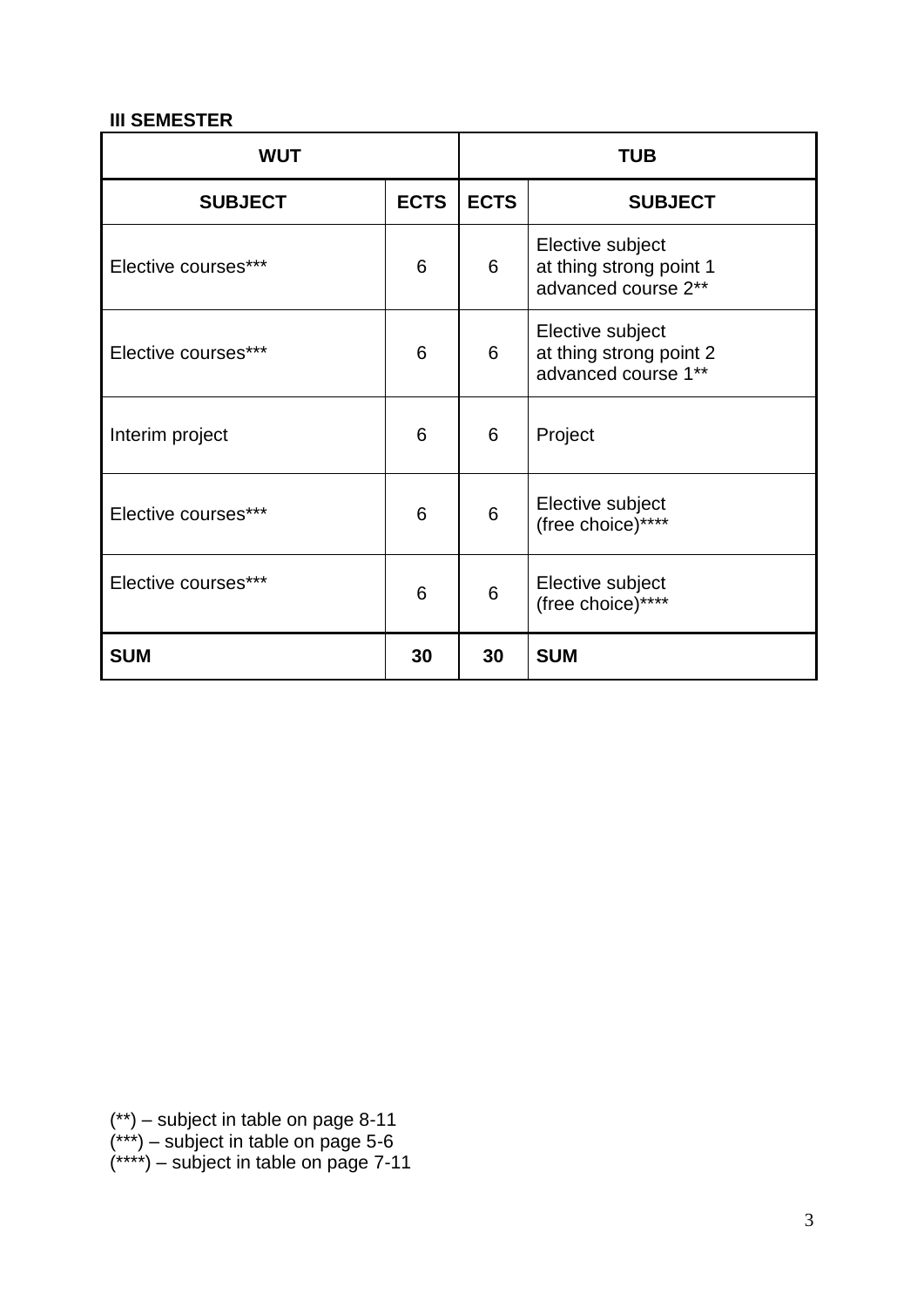**III SEMESTER**

| WUT | | TUB | |
|---|---|---|---|
| **SUBJECT** | **ECTS** | **ECTS** | **SUBJECT** |
| Elective courses*** | 6 | 6 | Elective subject at thing strong point 1 advanced course 2** |
| Elective courses*** | 6 | 6 | Elective subject at thing strong point 2 advanced course 1** |
| Interim project | 6 | 6 | Project |
| Elective courses*** | 6 | 6 | Elective subject (free choice)**** |
| Elective courses*** | 6 | 6 | Elective subject (free choice)**** |
| **SUM** | **30** | **30** | **SUM** |

(**) – subject in table on page 8-11
(***) – subject in table on page 5-6
(****) – subject in table on page 7-11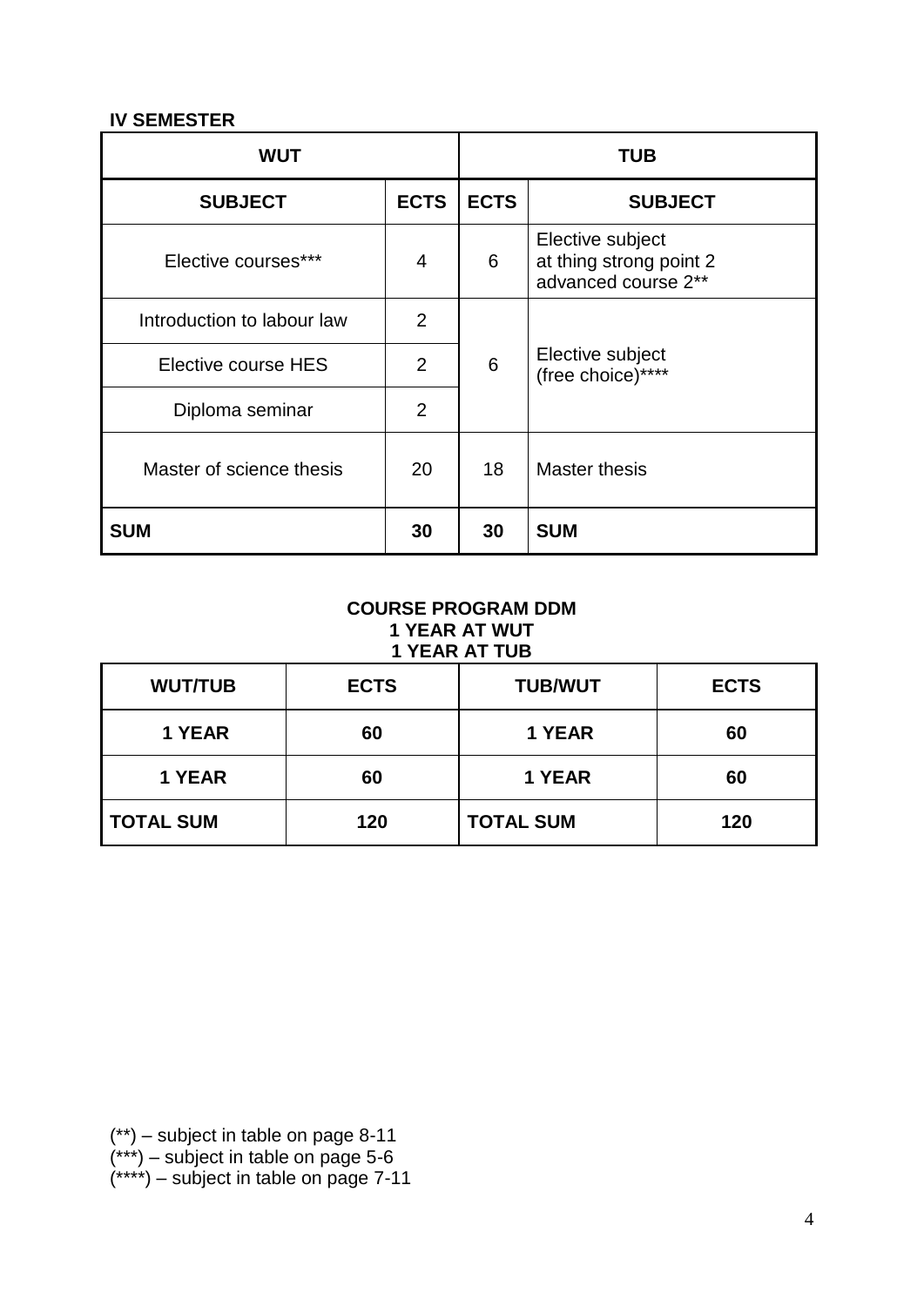**IV SEMESTER**

| WUT | | TUB | |
|---|---|---|---|
| **SUBJECT** | **ECTS** | **ECTS** | **SUBJECT** |
| Elective courses*** | 4 | 6 | Elective subject at thing strong point 2 advanced course 2** |
| Introduction to labour law | 2 | 6 | Elective subject (free choice)**** |
| Elective course HES | 2 | | |
| Diploma seminar | 2 | | |
| Master of science thesis | 20 | 18 | Master thesis |
| **SUM** | **30** | **30** | **SUM** |

**COURSE PROGRAM DDM**
**1 YEAR AT WUT**
**1 YEAR AT TUB**

| WUT/TUB | ECTS | TUB/WUT | ECTS |
|---|---|---|---|
| **1 YEAR** | **60** | **1 YEAR** | **60** |
| **1 YEAR** | **60** | **1 YEAR** | **60** |
| **TOTAL SUM** | **120** | **TOTAL SUM** | **120** |

(**) – subject in table on page 8-11
(***) – subject in table on page 5-6
(****) – subject in table on page 7-11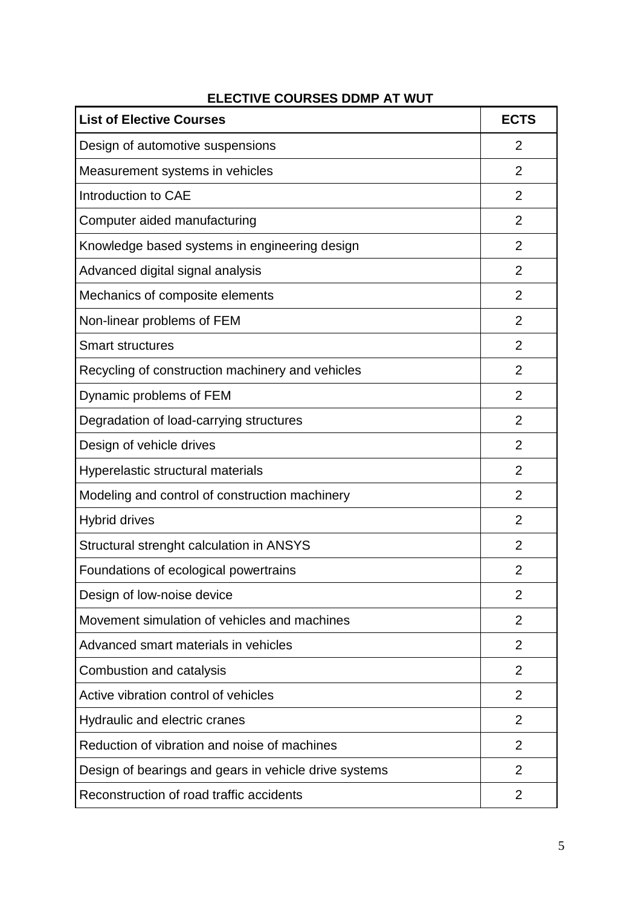**ELECTIVE COURSES DDMP AT WUT**

| **List of Elective Courses** | **ECTS** |
|---|---|
| Design of automotive suspensions | 2 |
| Measurement systems in vehicles | 2 |
| Introduction to CAE | 2 |
| Computer aided manufacturing | 2 |
| Knowledge based systems in engineering design | 2 |
| Advanced digital signal analysis | 2 |
| Mechanics of composite elements | 2 |
| Non-linear problems of FEM | 2 |
| Smart structures | 2 |
| Recycling of construction machinery and vehicles | 2 |
| Dynamic problems of FEM | 2 |
| Degradation of load-carrying structures | 2 |
| Design of vehicle drives | 2 |
| Hyperelastic structural materials | 2 |
| Modeling and control of construction machinery | 2 |
| Hybrid drives | 2 |
| Structural strenght calculation in ANSYS | 2 |
| Foundations of ecological powertrains | 2 |
| Design of low-noise device | 2 |
| Movement simulation of vehicles and machines | 2 |
| Advanced smart materials in vehicles | 2 |
| Combustion and catalysis | 2 |
| Active vibration control of vehicles | 2 |
| Hydraulic and electric cranes | 2 |
| Reduction of vibration and noise of machines | 2 |
| Design of bearings and gears in vehicle drive systems | 2 |
| Reconstruction of road traffic accidents | 2 |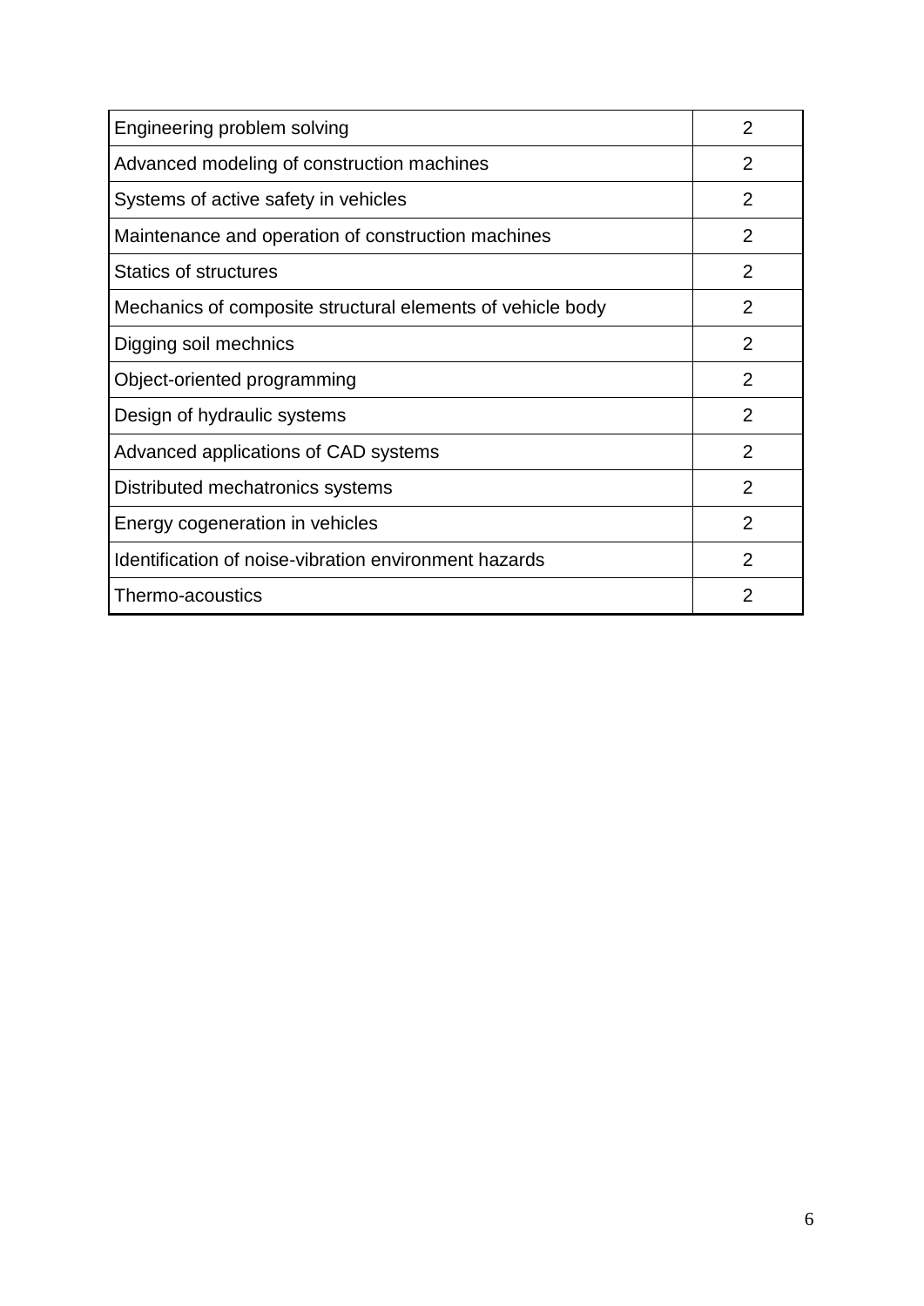| Engineering problem solving | 2 |
|---|---|
| Advanced modeling of construction machines | 2 |
| Systems of active safety in vehicles | 2 |
| Maintenance and operation of construction machines | 2 |
| Statics of structures | 2 |
| Mechanics of composite structural elements of vehicle body | 2 |
| Digging soil mechnics | 2 |
| Object-oriented programming | 2 |
| Design of hydraulic systems | 2 |
| Advanced applications of CAD systems | 2 |
| Distributed mechatronics systems | 2 |
| Energy cogeneration in vehicles | 2 |
| Identification of noise-vibration environment hazards | 2 |
| Thermo-acoustics | 2 |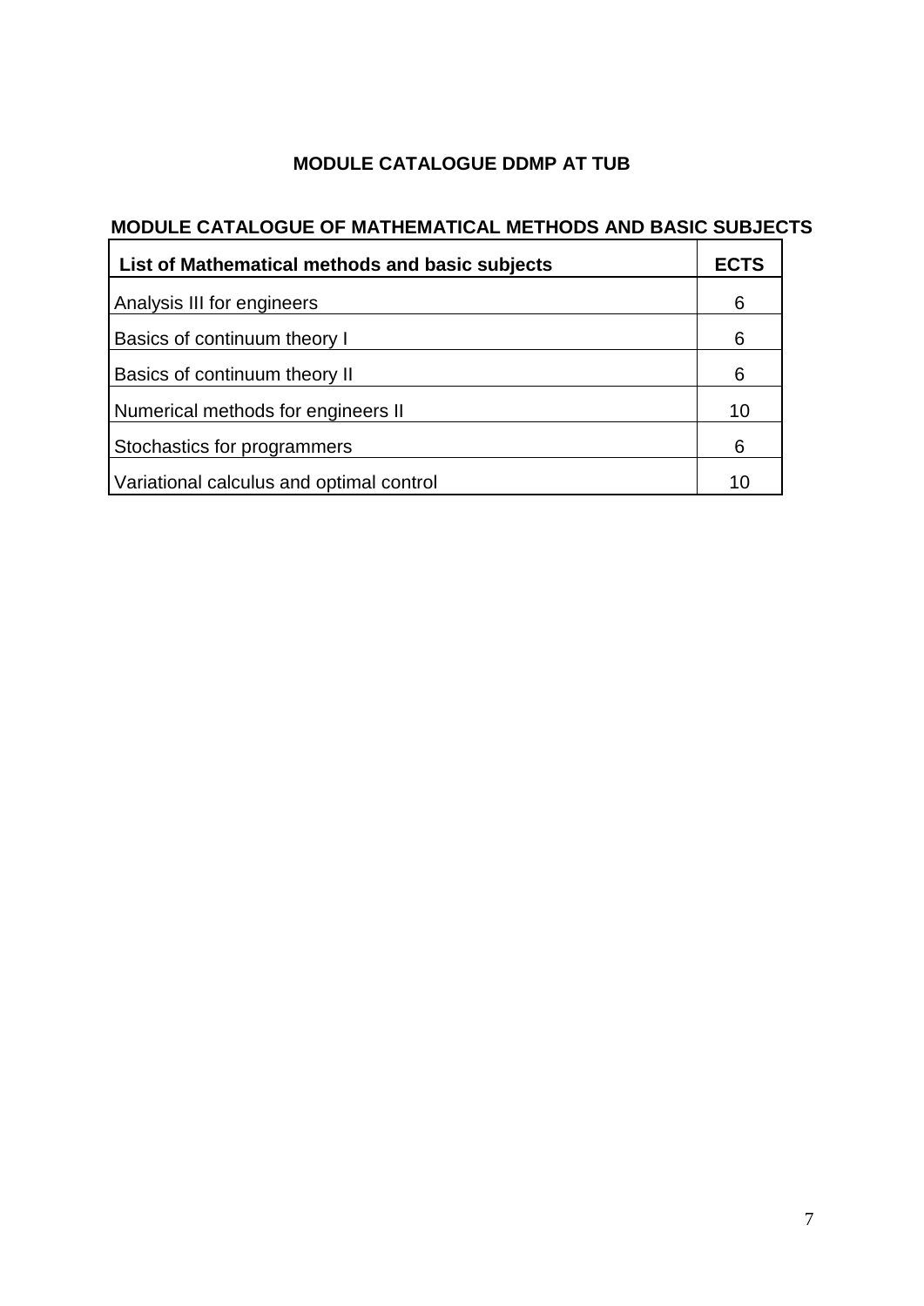# MODULE CATALOGUE DDMP AT TUB

## MODULE CATALOGUE OF MATHEMATICAL METHODS AND BASIC SUBJECTS

| List of Mathematical methods and basic subjects | ECTS |
|---|---|
| Analysis III for engineers | 6 |
| Basics of continuum theory I | 6 |
| Basics of continuum theory II | 6 |
| Numerical methods for engineers II | 10 |
| Stochastics for programmers | 6 |
| Variational calculus and optimal control | 10 |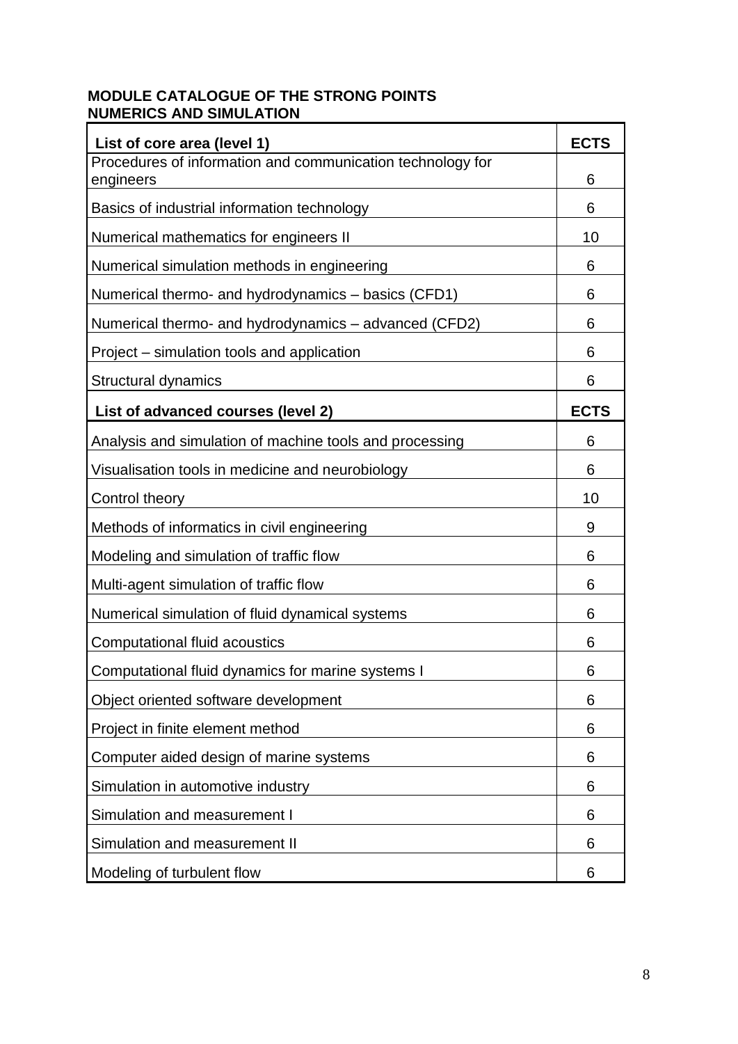**MODULE CATALOGUE OF THE STRONG POINTS**
**NUMERICS AND SIMULATION**

| **List of core area (level 1)** | **ECTS** |
|---|---|
| Procedures of information and communication technology for engineers | 6 |
| Basics of industrial information technology | 6 |
| Numerical mathematics for engineers II | 10 |
| Numerical simulation methods in engineering | 6 |
| Numerical thermo- and hydrodynamics – basics (CFD1) | 6 |
| Numerical thermo- and hydrodynamics – advanced (CFD2) | 6 |
| Project – simulation tools and application | 6 |
| Structural dynamics | 6 |
| **List of advanced courses (level 2)** | **ECTS** |
| Analysis and simulation of machine tools and processing | 6 |
| Visualisation tools in medicine and neurobiology | 6 |
| Control theory | 10 |
| Methods of informatics in civil engineering | 9 |
| Modeling and simulation of traffic flow | 6 |
| Multi-agent simulation of traffic flow | 6 |
| Numerical simulation of fluid dynamical systems | 6 |
| Computational fluid acoustics | 6 |
| Computational fluid dynamics for marine systems I | 6 |
| Object oriented software development | 6 |
| Project in finite element method | 6 |
| Computer aided design of marine systems | 6 |
| Simulation in automotive industry | 6 |
| Simulation and measurement I | 6 |
| Simulation and measurement II | 6 |
| Modeling of turbulent flow | 6 |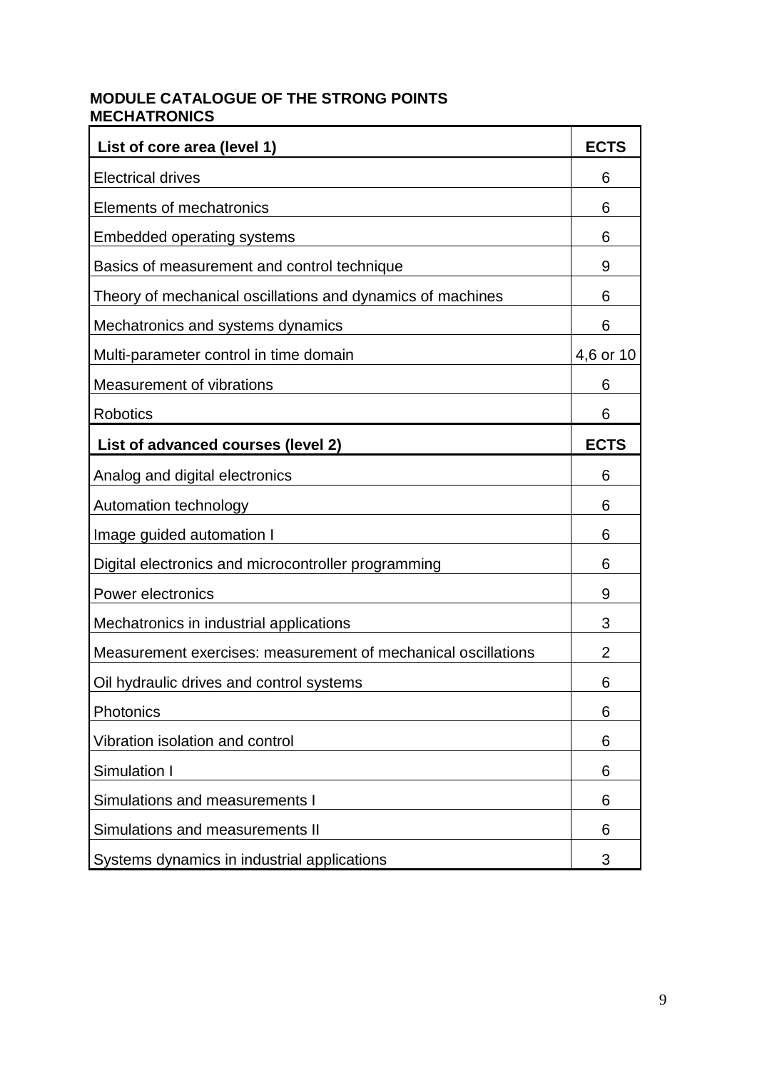**MODULE CATALOGUE OF THE STRONG POINTS**
**MECHATRONICS**

| List of core area (level 1) | ECTS |
|---|---|
| Electrical drives | 6 |
| Elements of mechatronics | 6 |
| Embedded operating systems | 6 |
| Basics of measurement and control technique | 9 |
| Theory of mechanical oscillations and dynamics of machines | 6 |
| Mechatronics and systems dynamics | 6 |
| Multi-parameter control in time domain | 4,6 or 10 |
| Measurement of vibrations | 6 |
| Robotics | 6 |
| **List of advanced courses (level 2)** | **ECTS** |
| Analog and digital electronics | 6 |
| Automation technology | 6 |
| Image guided automation I | 6 |
| Digital electronics and microcontroller programming | 6 |
| Power electronics | 9 |
| Mechatronics in industrial applications | 3 |
| Measurement exercises: measurement of mechanical oscillations | 2 |
| Oil hydraulic drives and control systems | 6 |
| Photonics | 6 |
| Vibration isolation and control | 6 |
| Simulation I | 6 |
| Simulations and measurements I | 6 |
| Simulations and measurements II | 6 |
| Systems dynamics in industrial applications | 3 |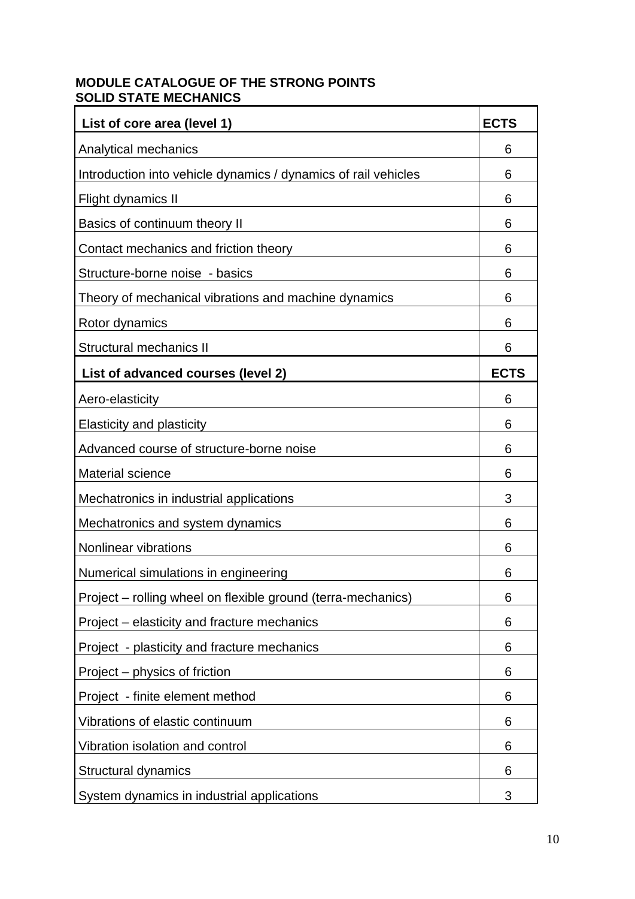**MODULE CATALOGUE OF THE STRONG POINTS**
**SOLID STATE MECHANICS**

| List of core area (level 1) | ECTS |
| --- | --- |
| Analytical mechanics | 6 |
| Introduction into vehicle dynamics / dynamics of rail vehicles | 6 |
| Flight dynamics II | 6 |
| Basics of continuum theory II | 6 |
| Contact mechanics and friction theory | 6 |
| Structure-borne noise - basics | 6 |
| Theory of mechanical vibrations and machine dynamics | 6 |
| Rotor dynamics | 6 |
| Structural mechanics II | 6 |
| **List of advanced courses (level 2)** | **ECTS** |
| Aero-elasticity | 6 |
| Elasticity and plasticity | 6 |
| Advanced course of structure-borne noise | 6 |
| Material science | 6 |
| Mechatronics in industrial applications | 3 |
| Mechatronics and system dynamics | 6 |
| Nonlinear vibrations | 6 |
| Numerical simulations in engineering | 6 |
| Project – rolling wheel on flexible ground (terra-mechanics) | 6 |
| Project – elasticity and fracture mechanics | 6 |
| Project - plasticity and fracture mechanics | 6 |
| Project – physics of friction | 6 |
| Project - finite element method | 6 |
| Vibrations of elastic continuum | 6 |
| Vibration isolation and control | 6 |
| Structural dynamics | 6 |
| System dynamics in industrial applications | 3 |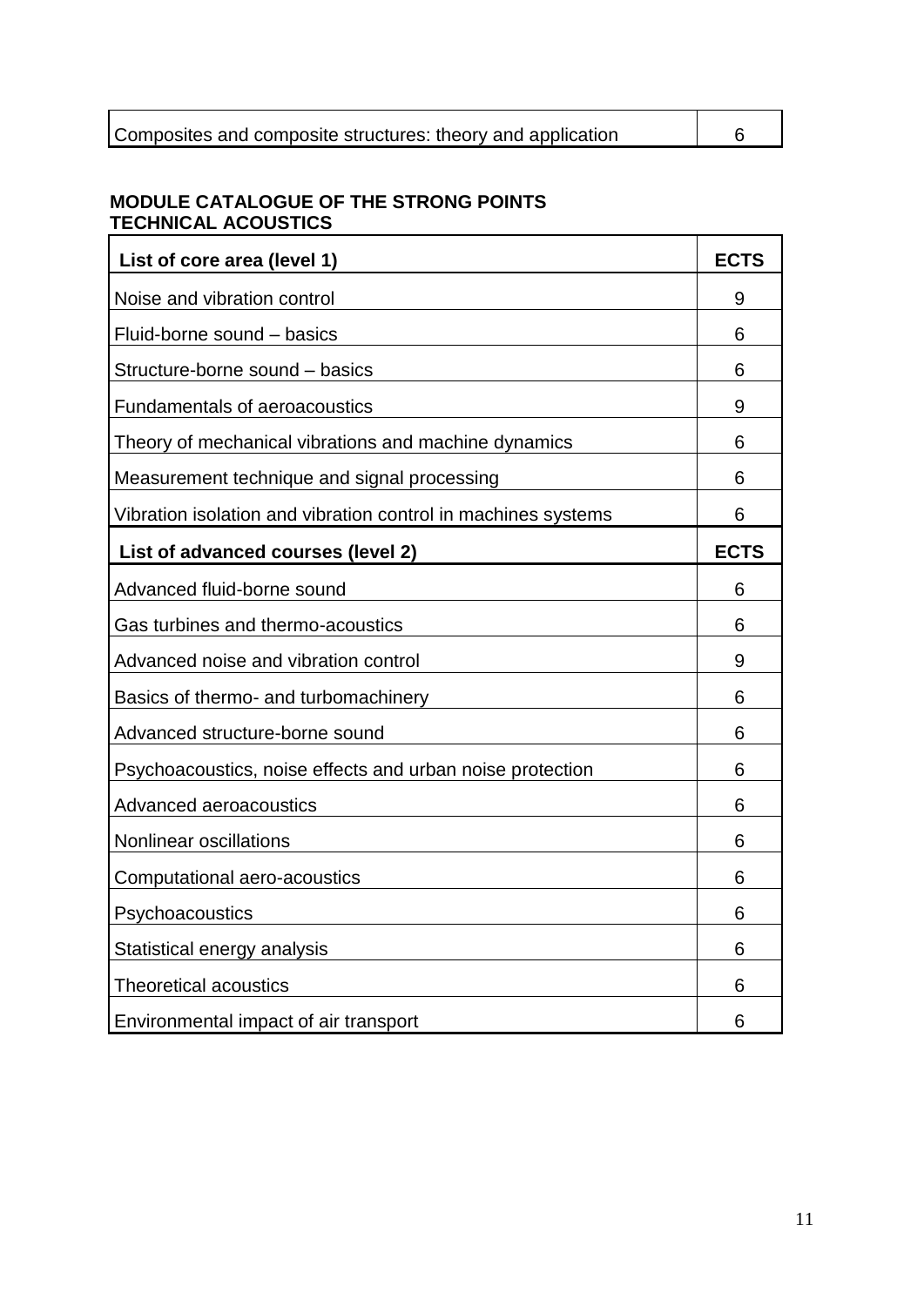| | |
|---|---|
| Composites and composite structures: theory and application | 6 |

**MODULE CATALOGUE OF THE STRONG POINTS**
**TECHNICAL ACOUSTICS**

| List of core area (level 1) | ECTS |
|---|---|
| Noise and vibration control | 9 |
| Fluid-borne sound – basics | 6 |
| Structure-borne sound – basics | 6 |
| Fundamentals of aeroacoustics | 9 |
| Theory of mechanical vibrations and machine dynamics | 6 |
| Measurement technique and signal processing | 6 |
| Vibration isolation and vibration control in machines systems | 6 |
| **List of advanced courses (level 2)** | **ECTS** |
| Advanced fluid-borne sound | 6 |
| Gas turbines and thermo-acoustics | 6 |
| Advanced noise and vibration control | 9 |
| Basics of thermo- and turbomachinery | 6 |
| Advanced structure-borne sound | 6 |
| Psychoacoustics, noise effects and urban noise protection | 6 |
| Advanced aeroacoustics | 6 |
| Nonlinear oscillations | 6 |
| Computational aero-acoustics | 6 |
| Psychoacoustics | 6 |
| Statistical energy analysis | 6 |
| Theoretical acoustics | 6 |
| Environmental impact of air transport | 6 |